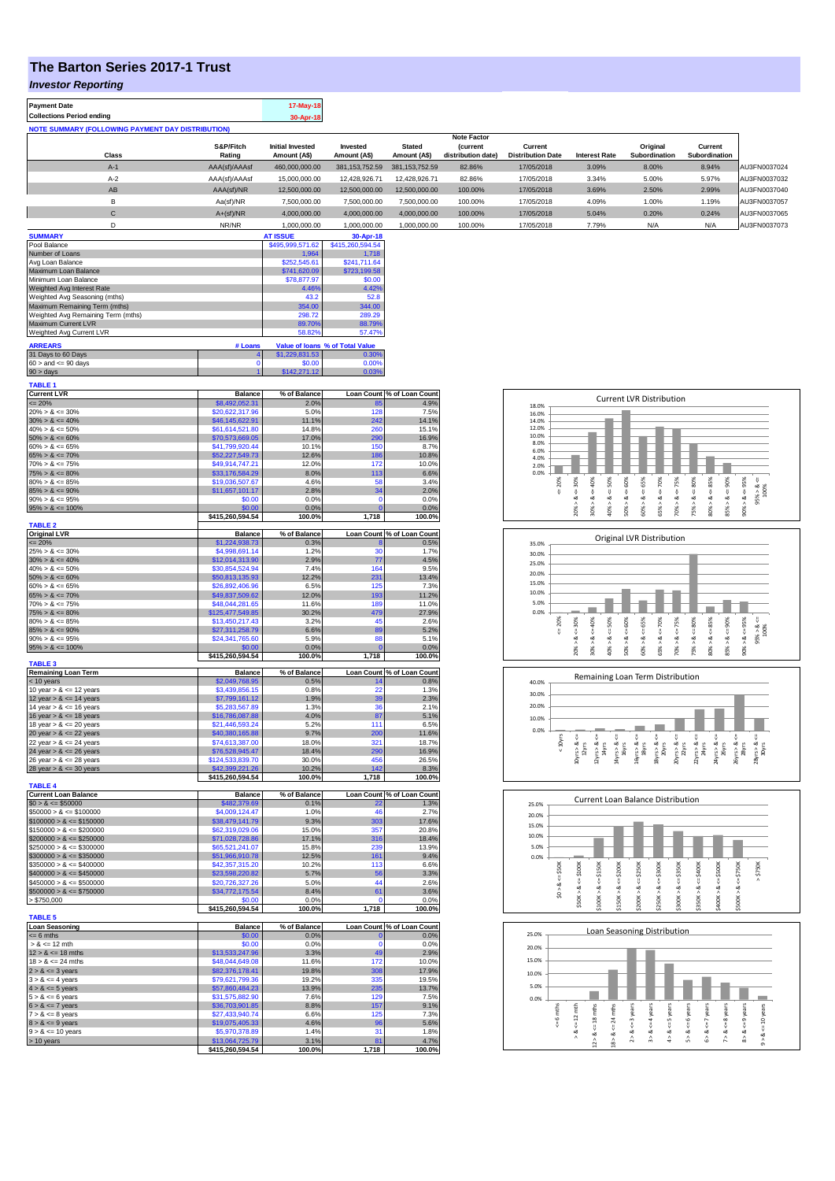# The Barton Series 2017-1 Trust

## *Investor Reporting*

| Payment Date | 17-May-18 |
|---|---|
| Collections Period ending | 30-Apr-18 |

**NOTE SUMMARY (FOLLOWING PAYMENT DAY DISTRIBUTION)**

| Class | S&P/Fitch Rating | Initial Invested Amount (A$) | Invested Amount (A$) | Stated Amount (A$) | Note Factor (current distribution date) | Current Distribution Date | Interest Rate | Original Subordination | Current Subordination | |
|---|---|---|---|---|---|---|---|---|---|---|
| A-1 | AAA(sf)/AAAsf | 460,000,000.00 | 381,153,752.59 | 381,153,752.59 | 82.86% | 17/05/2018 | 3.09% | 8.00% | 8.94% | AU3FN0037024 |
| A-2 | AAA(sf)/AAAsf | 15,000,000.00 | 12,428,926.71 | 12,428,926.71 | 82.86% | 17/05/2018 | 3.34% | 5.00% | 5.97% | AU3FN0037032 |
| AB | AAA(sf)/NR | 12,500,000.00 | 12,500,000.00 | 12,500,000.00 | 100.00% | 17/05/2018 | 3.69% | 2.50% | 2.99% | AU3FN0037040 |
| B | Aa(sf)/NR | 7,500,000.00 | 7,500,000.00 | 7,500,000.00 | 100.00% | 17/05/2018 | 4.09% | 1.00% | 1.19% | AU3FN0037057 |
| C | A+(sf)/NR | 4,000,000.00 | 4,000,000.00 | 4,000,000.00 | 100.00% | 17/05/2018 | 5.04% | 0.20% | 0.24% | AU3FN0037065 |
| D | NR/NR | 1,000,000.00 | 1,000,000.00 | 1,000,000.00 | 100.00% | 17/05/2018 | 7.79% | N/A | N/A | AU3FN0037073 |

| SUMMARY | AT ISSUE | 30-Apr-18 |
|---|---|---|
| Pool Balance | $495,999,571.62 | $415,260,594.54 |
| Number of Loans | 1,964 | 1,718 |
| Avg Loan Balance | $252,545.61 | $241,711.64 |
| Maximum Loan Balance | $741,620.09 | $723,199.58 |
| Minimum Loan Balance | $78,877.97 | $0.00 |
| Weighted Avg Interest Rate | 4.46% | 4.42% |
| Weighted Avg Seasoning (mths) | 43.2 | 52.8 |
| Maximum Remaining Term (mths) | 354.00 | 344.00 |
| Weighted Avg Remaining Term (mths) | 298.72 | 289.29 |
| Maximum Current LVR | 89.70% | 88.79% |
| Weighted Avg Current LVR | 58.82% | 57.47% |

| ARREARS | # Loans | Value of loans | % of Total Value |
|---|---|---|---|
| 31 Days to 60 Days | 4 | $1,229,831.53 | 0.30% |
| 60 > and <= 90 days | 0 | $0.00 | 0.00% |
| 90 > days | 1 | $142,271.12 | 0.03% |

**TABLE 1**

| Current LVR | Balance | % of Balance | Loan Count | % of Loan Count |
|---|---|---|---|---|
| <= 20% | $8,492,052.31 | 2.0% | 85 | 4.9% |
| 20% > & <= 30% | $20,622,317.96 | 5.0% | 128 | 7.5% |
| 30% > & <= 40% | $46,145,622.91 | 11.1% | 242 | 14.1% |
| 40% > & <= 50% | $61,614,521.80 | 14.8% | 260 | 15.1% |
| 50% > & <= 60% | $70,573,669.05 | 17.0% | 290 | 16.9% |
| 60% > & <= 65% | $41,799,920.44 | 10.1% | 150 | 8.7% |
| 65% > & <= 70% | $52,227,549.73 | 12.6% | 186 | 10.8% |
| 70% > & <= 75% | $49,914,747.21 | 12.0% | 172 | 10.0% |
| 75% > & <= 80% | $33,176,584.29 | 8.0% | 113 | 6.6% |
| 80% > & <= 85% | $19,036,507.67 | 4.6% | 58 | 3.4% |
| 85% > & <= 90% | $11,657,101.17 | 2.8% | 34 | 2.0% |
| 90% > & <= 95% | $0.00 | 0.0% | 0 | 0.0% |
| 95% > & <= 100% | $0.00 | 0.0% | 0 | 0.0% |
| | $415,260,594.54 | 100.0% | 1,718 | 100.0% |

**TABLE 2**

| Original LVR | Balance | % of Balance | Loan Count | % of Loan Count |
|---|---|---|---|---|
| <= 20% | $1,224,938.73 | 0.3% | 8 | 0.5% |
| 25% > & <= 30% | $4,998,691.14 | 1.2% | 30 | 1.7% |
| 30% > & <= 40% | $12,014,313.90 | 2.9% | 77 | 4.5% |
| 40% > & <= 50% | $30,854,524.94 | 7.4% | 164 | 9.5% |
| 50% > & <= 60% | $50,813,135.93 | 12.2% | 231 | 13.4% |
| 60% > & <= 65% | $26,892,406.96 | 6.5% | 125 | 7.3% |
| 65% > & <= 70% | $49,837,509.62 | 12.0% | 193 | 11.2% |
| 70% > & <= 75% | $48,044,281.65 | 11.6% | 189 | 11.0% |
| 75% > & <= 80% | $125,477,549.85 | 30.2% | 479 | 27.9% |
| 80% > & <= 85% | $13,450,217.43 | 3.2% | 45 | 2.6% |
| 85% > & <= 90% | $27,311,258.79 | 6.6% | 89 | 5.2% |
| 90% > & <= 95% | $24,341,765.60 | 5.9% | 88 | 5.1% |
| 95% > & <= 100% | $0.00 | 0.0% | 0 | 0.0% |
| | $415,260,594.54 | 100.0% | 1,718 | 100.0% |

**TABLE 3**

| Remaining Loan Term | Balance | % of Balance | Loan Count | % of Loan Count |
|---|---|---|---|---|
| < 10 years | $2,049,768.95 | 0.5% | 14 | 0.8% |
| 10 year > & <= 12 years | $3,439,856.15 | 0.8% | 22 | 1.3% |
| 12 year > & <= 14 years | $7,799,161.12 | 1.9% | 39 | 2.3% |
| 14 year > & <= 16 years | $5,283,567.89 | 1.3% | 36 | 2.1% |
| 16 year > & <= 18 years | $16,786,087.88 | 4.0% | 87 | 5.1% |
| 18 year > & <= 20 years | $21,446,593.24 | 5.2% | 111 | 6.5% |
| 20 year > & <= 22 years | $40,380,165.88 | 9.7% | 200 | 11.6% |
| 22 year > & <= 24 years | $74,613,387.00 | 18.0% | 321 | 18.7% |
| 24 year > & <= 26 years | $76,528,945.47 | 18.4% | 290 | 16.9% |
| 26 year > & <= 28 years | $124,533,839.70 | 30.0% | 456 | 26.5% |
| 28 year > & <= 30 years | $42,399,221.26 | 10.2% | 142 | 8.3% |
| | $415,260,594.54 | 100.0% | 1,718 | 100.0% |

**TABLE 4**

| Current Loan Balance | Balance | % of Balance | Loan Count | % of Loan Count |
|---|---|---|---|---|
| $0 > & <= $50000 | $482,379.69 | 0.1% | 22 | 1.3% |
| $50000 > & <= $100000 | $4,009,124.47 | 1.0% | 46 | 2.7% |
| $100000 > & <= $150000 | $38,479,141.79 | 9.3% | 303 | 17.6% |
| $150000 > & <= $200000 | $62,319,029.06 | 15.0% | 357 | 20.8% |
| $200000 > & <= $250000 | $71,028,728.86 | 17.1% | 316 | 18.4% |
| $250000 > & <= $300000 | $65,521,241.07 | 15.8% | 239 | 13.9% |
| $300000 > & <= $350000 | $51,966,910.78 | 12.5% | 161 | 9.4% |
| $350000 > & <= $400000 | $42,357,315.20 | 10.2% | 113 | 6.6% |
| $400000 > & <= $450000 | $23,598,220.82 | 5.7% | 56 | 3.3% |
| $450000 > & <= $500000 | $20,726,327.26 | 5.0% | 44 | 2.6% |
| $500000 > & <= $750000 | $34,772,175.54 | 8.4% | 61 | 3.6% |
| > $750,000 | $0.00 | 0.0% | 0 | 0.0% |
| | $415,260,594.54 | 100.0% | 1,718 | 100.0% |

**TABLE 5**

| Loan Seasoning | Balance | % of Balance | Loan Count | % of Loan Count |
|---|---|---|---|---|
| <= 6 mths | $0.00 | 0.0% | 0 | 0.0% |
| > & <= 12 mth | $0.00 | 0.0% | 0 | 0.0% |
| 12 > & <= 18 mths | $13,533,247.96 | 3.3% | 49 | 2.9% |
| 18 > & <= 24 mths | $48,044,649.08 | 11.6% | 172 | 10.0% |
| 2 > & <= 3 years | $82,376,178.41 | 19.8% | 308 | 17.9% |
| 3 > & <= 4 years | $79,621,799.36 | 19.2% | 335 | 19.5% |
| 4 > & <= 5 years | $57,860,484.23 | 13.9% | 235 | 13.7% |
| 5 > & <= 6 years | $31,575,882.90 | 7.6% | 129 | 7.5% |
| 6 > & <= 7 years | $36,703,901.85 | 8.8% | 157 | 9.1% |
| 7 > & <= 8 years | $27,433,940.74 | 6.6% | 125 | 7.3% |
| 8 > & <= 9 years | $19,075,405.33 | 4.6% | 96 | 5.6% |
| 9 > & <= 10 years | $5,970,378.89 | 1.4% | 31 | 1.8% |
| > 10 years | $13,064,725.79 | 3.1% | 81 | 4.7% |
| | $415,260,594.54 | 100.0% | 1,718 | 100.0% |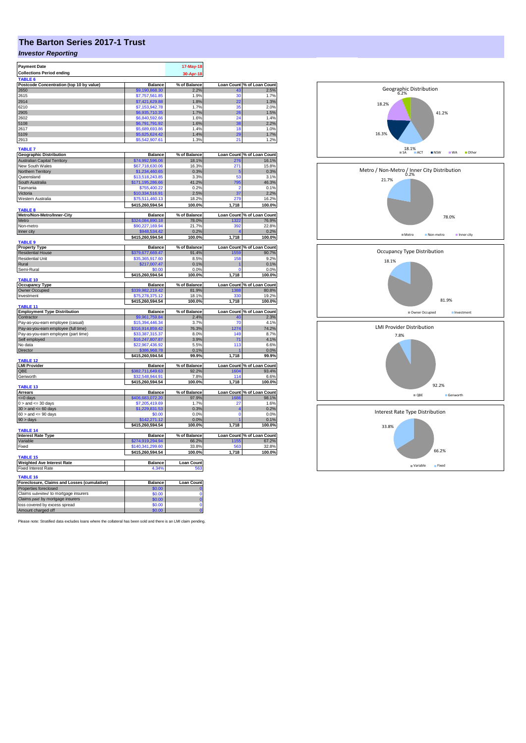# The Barton Series 2017-1 Trust

## *Investor Reporting*

| Payment Date | 17-May-18 |
|---|---|
| Collections Period ending | 30-Apr-18 |

**TABLE 6**

| Postcode Concentration (top 10 by value) | Balance | % of Balance | Loan Count | % of Loan Count |
|---|---|---|---|---|
| 2650 | $9,190,868.30 | 2.2% | 43 | 2.5% |
| 2615 | $7,757,561.85 | 1.9% | 30 | 1.7% |
| 2914 | $7,421,629.88 | 1.8% | 22 | 1.3% |
| 6210 | $7,153,942.78 | 1.7% | 35 | 2.0% |
| 2905 | $6,935,710.35 | 1.7% | 26 | 1.5% |
| 2602 | $6,840,592.66 | 1.6% | 24 | 1.4% |
| 5108 | $6,791,791.92 | 1.6% | 38 | 2.2% |
| 2617 | $5,689,693.86 | 1.4% | 18 | 1.0% |
| 5109 | $5,625,624.42 | 1.4% | 29 | 1.7% |
| 2913 | $5,542,907.61 | 1.3% | 21 | 1.2% |

**TABLE 7**

| Geographic Distribution | Balance | % of Balance | Loan Count | % of Loan Count |
|---|---|---|---|---|
| Australian Capital Territory | $74,992,596.06 | 18.1% | 276 | 16.1% |
| New South Wales | $67,718,630.06 | 16.3% | 271 | 15.8% |
| Northern Territory | $1,234,460.65 | 0.3% | 5 | 0.3% |
| Queensland | $13,518,243.85 | 3.3% | 53 | 3.1% |
| South Australia | $171,195,286.66 | 41.2% | 795 | 46.3% |
| Tasmania | $755,400.22 | 0.2% | 2 | 0.1% |
| Victoria | $10,334,516.91 | 2.5% | 37 | 2.2% |
| Western Australia | $75,511,460.13 | 18.2% | 279 | 16.2% |
| | $415,260,594.54 | 100.0% | 1,718 | 100.0% |

**TABLE 8**

| Metro/Non-Metro/Inner-City | Balance | % of Balance | Loan Count | % of Loan Count |
|---|---|---|---|---|
| Metro | $324,084,890.18 | 78.0% | 1322 | 76.9% |
| Non-metro | $90,227,169.94 | 21.7% | 392 | 22.8% |
| Inner city | $948,534.42 | 0.2% | 4 | 0.2% |
| | $415,260,594.54 | 100.0% | 1,718 | 100.0% |

**TABLE 9**

| Property Type | Balance | % of Balance | Loan Count | % of Loan Count |
|---|---|---|---|---|
| Residential House | $379,677,669.47 | 91.4% | 1559 | 90.7% |
| Residential Unit | $35,365,917.60 | 8.5% | 158 | 9.2% |
| Rural | $217,007.47 | 0.1% | 1 | 0.1% |
| Semi-Rural | $0.00 | 0.0% | 0 | 0.0% |
| | $415,260,594.54 | 100.0% | 1,718 | 100.0% |

**TABLE 10**

| Occupancy Type | Balance | % of Balance | Loan Count | % of Loan Count |
|---|---|---|---|---|
| Owner Occupied | $339,982,219.42 | 81.9% | 1388 | 80.8% |
| Investment | $75,278,375.12 | 18.1% | 330 | 19.2% |
| | $415,260,594.54 | 100.0% | 1,718 | 100.0% |

**TABLE 11**

| Employment Type Distribution | Balance | % of Balance | Loan Count | % of Loan Count |
|---|---|---|---|---|
| Contractor | $9,961,759.84 | 2.4% | 40 | 2.3% |
| Pay-as-you-earn employee (casual) | $15,394,446.34 | 3.7% | 70 | 4.1% |
| Pay-as-you-earn employee (full time) | $316,914,859.42 | 76.3% | 1274 | 74.2% |
| Pay-as-you-earn employee (part time) | $33,387,315.37 | 8.0% | 149 | 8.7% |
| Self employed | $16,247,807.87 | 3.9% | 71 | 4.1% |
| No data | $22,967,436.92 | 5.5% | 113 | 6.6% |
| Director | $386,968.78 | 0.1% | 1 | 0.0% |
| | $415,260,594.54 | 99.9% | 1,718 | 99.9% |

**TABLE 12**

| LMI Provider | Balance | % of Balance | Loan Count | % of Loan Count |
|---|---|---|---|---|
| QBE | $382,711,649.63 | 92.2% | 1604 | 93.4% |
| Genworth | $32,548,944.91 | 7.8% | 114 | 6.6% |
| | $415,260,594.54 | 100.0% | 1,718 | 100.0% |

**TABLE 13**

| Arrears | Balance | % of Balance | Loan Count | % of Loan Count |
|---|---|---|---|---|
| <=0 days | $406,683,072.20 | 97.9% | 1686 | 98.1% |
| 0 > and <= 30 days | $7,205,419.69 | 1.7% | 27 | 1.6% |
| 30 > and <= 60 days | $1,229,831.53 | 0.3% | 4 | 0.2% |
| 60 > and <= 90 days | $0.00 | 0.0% | 0 | 0.0% |
| 90 > days | $142,271.12 | 0.0% | 1 | 0.1% |
| | $415,260,594.54 | 100.0% | 1,718 | 100.0% |

**TABLE 14**

| Interest Rate Type | Balance | % of Balance | Loan Count | % of Loan Count |
|---|---|---|---|---|
| Variable | $274,919,294.94 | 66.2% | 1155 | 67.2% |
| Fixed | $140,341,299.60 | 33.8% | 563 | 32.8% |
| | $415,260,594.54 | 100.0% | 1,718 | 100.0% |

**TABLE 15**

| Weighted Ave Interest Rate | Balance | Loan Count |
|---|---|---|
| Fixed Interest Rate | 4.34% | 563 |

**TABLE 16**

| Foreclosure, Claims and Losses (cumulative) | Balance | Loan Count |
|---|---|---|
| Properties foreclosed | $0.00 | 0 |
| Claims *submitted* to mortgage insurers | $0.00 | 0 |
| Claims *paid* by mortgage insurers | $0.00 | 0 |
| loss covered by excess spread | $0.00 | 0 |
| Amount charged off | $0.00 | 0 |

Please note: Stratified data excludes loans where the collateral has been sold and there is an LMI claim pending.

Geographic Distribution

SA 41.2%, ACT 18.1%, NSW 16.3%, WA 18.2%, Other 6.2%

Metro / Non-Metro / Inner City Distribution

Metro 78.0%, Non-metro 21.7%, Inner city 0.2%

Occupancy Type Distribution

Owner Occupied 81.9%, Investment 18.1%

LMI Provider Distribution

QBE 92.2%, Genworth 7.8%

Interest Rate Type Distribution

Variable 66.2%, Fixed 33.8%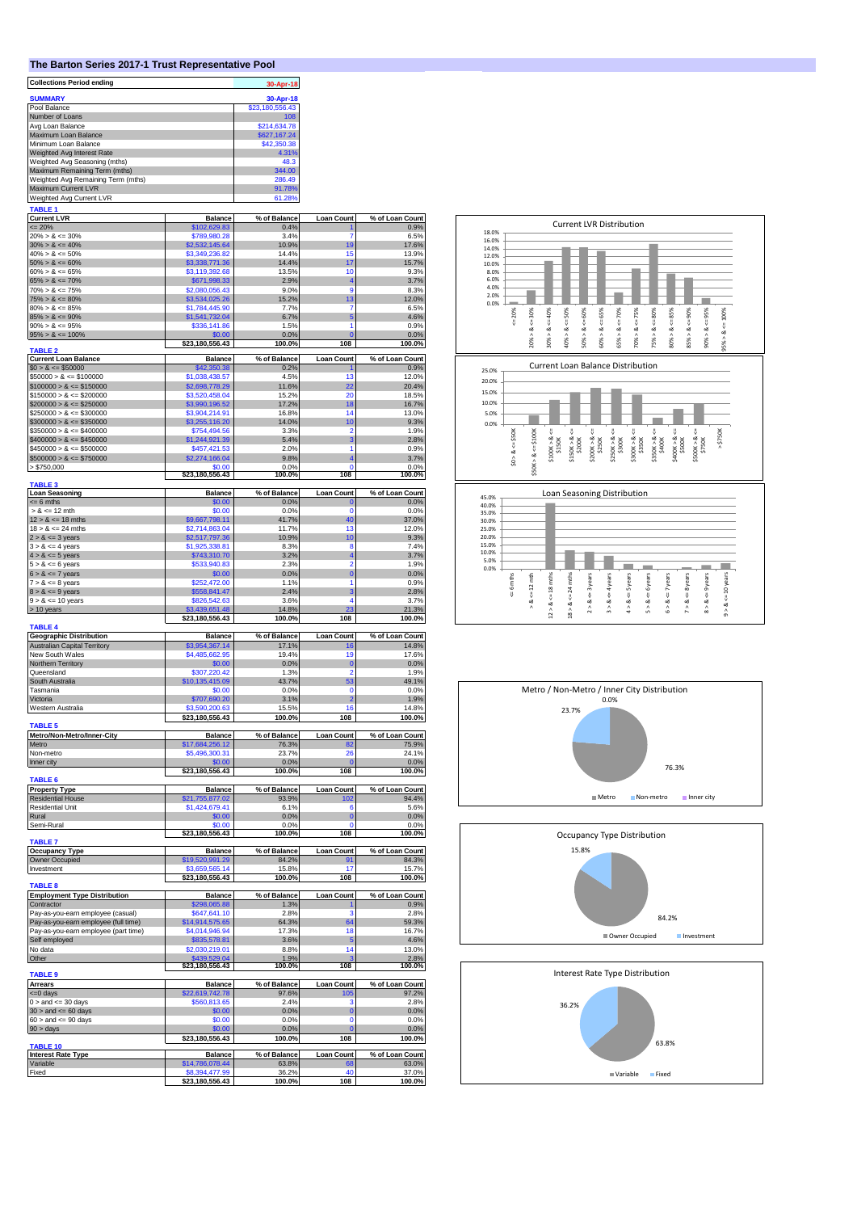# The Barton Series 2017-1 Trust Representative Pool

| Collections Period ending | 30-Apr-18 |
|---|---|

| SUMMARY | 30-Apr-18 |
|---|---|
| Pool Balance | $23,180,556.43 |
| Number of Loans | 108 |
| Avg Loan Balance | $214,634.78 |
| Maximum Loan Balance | $627,167.24 |
| Minimum Loan Balance | $42,350.38 |
| Weighted Avg Interest Rate | 4.31% |
| Weighted Avg Seasoning (mths) | 48.3 |
| Maximum Remaining Term (mths) | 344.00 |
| Weighted Avg Remaining Term (mths) | 286.49 |
| Maximum Current LVR | 91.78% |
| Weighted Avg Current LVR | 61.28% |

**TABLE 1**

| Current LVR | Balance | % of Balance | Loan Count | % of Loan Count |
|---|---|---|---|---|
| <= 20% | $102,629.83 | 0.4% | 1 | 0.9% |
| 20% > & <= 30% | $789,980.28 | 3.4% | 7 | 6.5% |
| 30% > & <= 40% | $2,532,145.64 | 10.9% | 19 | 17.6% |
| 40% > & <= 50% | $3,349,236.82 | 14.4% | 15 | 13.9% |
| 50% > & <= 60% | $3,338,771.36 | 14.4% | 17 | 15.7% |
| 60% > & <= 65% | $3,119,392.68 | 13.5% | 10 | 9.3% |
| 65% > & <= 70% | $671,998.33 | 2.9% | 4 | 3.7% |
| 70% > & <= 75% | $2,080,056.43 | 9.0% | 9 | 8.3% |
| 75% > & <= 80% | $3,534,025.26 | 15.2% | 13 | 12.0% |
| 80% > & <= 85% | $1,784,445.90 | 7.7% | 7 | 6.5% |
| 85% > & <= 90% | $1,541,732.04 | 6.7% | 5 | 4.6% |
| 90% > & <= 95% | $336,141.86 | 1.5% | 1 | 0.9% |
| 95% > & <= 100% | $0.00 | 0.0% | 0 | 0.0% |
| | $23,180,556.43 | 100.0% | 108 | 100.0% |

Current LVR Distribution

18.0%
16.0%
14.0%
12.0%
10.0%
8.0%
6.0%
4.0%
2.0%
0.0%

<= 20% | 20% > & <= 30% | 30% > & <= 40% | 40% > & <= 50% | 50% > & <= 60% | 60% > & <= 65% | 65% > & <= 70% | 70% > & <= 75% | 75% > & <= 80% | 80% > & <= 85% | 85% > & <= 90% | 90% > & <= 95% | 95% > & <= 100%

**TABLE 2**

| Current Loan Balance | Balance | % of Balance | Loan Count | % of Loan Count |
|---|---|---|---|---|
| $0 > & <= $50000 | $42,350.38 | 0.2% | 1 | 0.9% |
| $50000 > & <= $100000 | $1,038,438.57 | 4.5% | 13 | 12.0% |
| $100000 > & <= $150000 | $2,698,778.29 | 11.6% | 22 | 20.4% |
| $150000 > & <= $200000 | $3,520,458.04 | 15.2% | 20 | 18.5% |
| $200000 > & <= $250000 | $3,990,196.52 | 17.2% | 18 | 16.7% |
| $250000 > & <= $300000 | $3,904,214.91 | 16.8% | 14 | 13.0% |
| $300000 > & <= $350000 | $3,255,116.20 | 14.0% | 10 | 9.3% |
| $350000 > & <= $400000 | $754,494.56 | 3.3% | 2 | 1.9% |
| $400000 > & <= $450000 | $1,244,921.39 | 5.4% | 3 | 2.8% |
| $450000 > & <= $500000 | $457,421.53 | 2.0% | 1 | 0.9% |
| $500000 > & <= $750000 | $2,274,166.04 | 9.8% | 4 | 3.7% |
| > $750,000 | $0.00 | 0.0% | 0 | 0.0% |
| | $23,180,556.43 | 100.0% | 108 | 100.0% |

Current Loan Balance Distribution

25.0%
20.0%
15.0%
10.0%
5.0%
0.0%

$0 > & <= $50K | $50K > & <= $100K | $100K > & <= $150K | $150K > & <= $200K | $200K > & <= $250K | $250K > & <= $300K | $300K > & <= $350K | $350K > & <= $400K | $400K > & <= $500K | $500K > & <= $750K | > $750K

**TABLE 3**

| Loan Seasoning | Balance | % of Balance | Loan Count | % of Loan Count |
|---|---|---|---|---|
| <= 6 mths | $0.00 | 0.0% | 0 | 0.0% |
| > & <= 12 mth | $0.00 | 0.0% | 0 | 0.0% |
| 12 > & <= 18 mths | $9,667,798.11 | 41.7% | 40 | 37.0% |
| 18 > & <= 24 mths | $2,714,863.04 | 11.7% | 13 | 12.0% |
| 2 > & <= 3 years | $2,517,797.36 | 10.9% | 10 | 9.3% |
| 3 > & <= 4 years | $1,925,338.81 | 8.3% | 8 | 7.4% |
| 4 > & <= 5 years | $743,310.70 | 3.2% | 4 | 3.7% |
| 5 > & <= 6 years | $533,940.83 | 2.3% | 2 | 1.9% |
| 6 > & <= 7 years | $0.00 | 0.0% | 0 | 0.0% |
| 7 > & <= 8 years | $252,472.00 | 1.1% | 1 | 0.9% |
| 8 > & <= 9 years | $558,841.47 | 2.4% | 3 | 2.8% |
| 9 > & <= 10 years | $826,542.63 | 3.6% | 4 | 3.7% |
| > 10 years | $3,439,651.48 | 14.8% | 23 | 21.3% |
| | $23,180,556.43 | 100.0% | 108 | 100.0% |

Loan Seasoning Distribution

45.0%
40.0%
35.0%
30.0%
25.0%
20.0%
15.0%
10.0%
5.0%
0.0%

<= 6 mths | > & <= 12 mth | 12 > & <= 18 mths | 18 > & <= 24 mths | 2 > & <= 3 years | 3 > & <= 4 years | 4 > & <= 5 years | 5 > & <= 6 years | 6 > & <= 7 years | 7 > & <= 8 years | 8 > & <= 9 years | 9 > & <= 10 years

**TABLE 4**

| Geographic Distribution | Balance | % of Balance | Loan Count | % of Loan Count |
|---|---|---|---|---|
| Australian Capital Territory | $3,954,367.14 | 17.1% | 16 | 14.8% |
| New South Wales | $4,485,662.95 | 19.4% | 19 | 17.6% |
| Northern Territory | $0.00 | 0.0% | 0 | 0.0% |
| Queensland | $307,220.42 | 1.3% | 2 | 1.9% |
| South Australia | $10,135,415.09 | 43.7% | 53 | 49.1% |
| Tasmania | $0.00 | 0.0% | 0 | 0.0% |
| Victoria | $707,690.20 | 3.1% | 2 | 1.9% |
| Western Australia | $3,590,200.63 | 15.5% | 16 | 14.8% |
| | $23,180,556.43 | 100.0% | 108 | 100.0% |

**TABLE 5**

| Metro/Non-Metro/Inner-City | Balance | % of Balance | Loan Count | % of Loan Count |
|---|---|---|---|---|
| Metro | $17,684,256.12 | 76.3% | 82 | 75.9% |
| Non-metro | $5,496,300.31 | 23.7% | 26 | 24.1% |
| Inner city | $0.00 | 0.0% | 0 | 0.0% |
| | $23,180,556.43 | 100.0% | 108 | 100.0% |

Metro / Non-Metro / Inner City Distribution

0.0%
23.7%
76.3%

Metro | Non-metro | Inner city

**TABLE 6**

| Property Type | Balance | % of Balance | Loan Count | % of Loan Count |
|---|---|---|---|---|
| Residential House | $21,755,877.02 | 93.9% | 102 | 94.4% |
| Residential Unit | $1,424,679.41 | 6.1% | 6 | 5.6% |
| Rural | $0.00 | 0.0% | 0 | 0.0% |
| Semi-Rural | $0.00 | 0.0% | 0 | 0.0% |
| | $23,180,556.43 | 100.0% | 108 | 100.0% |

**TABLE 7**

| Occupancy Type | Balance | % of Balance | Loan Count | % of Loan Count |
|---|---|---|---|---|
| Owner Occupied | $19,520,991.29 | 84.2% | 91 | 84.3% |
| Investment | $3,659,565.14 | 15.8% | 17 | 15.7% |
| | $23,180,556.43 | 100.0% | 108 | 100.0% |

Occupancy Type Distribution

15.8%
84.2%

Owner Occupied | Investment

**TABLE 8**

| Employment Type Distribution | Balance | % of Balance | Loan Count | % of Loan Count |
|---|---|---|---|---|
| Contractor | $298,065.88 | 1.3% | 1 | 0.9% |
| Pay-as-you-earn employee (casual) | $647,641.10 | 2.8% | 3 | 2.8% |
| Pay-as-you-earn employee (full time) | $14,914,575.65 | 64.3% | 64 | 59.3% |
| Pay-as-you-earn employee (part time) | $4,014,946.94 | 17.3% | 18 | 16.7% |
| Self employed | $835,578.81 | 3.6% | 5 | 4.6% |
| No data | $2,030,219.01 | 8.8% | 14 | 13.0% |
| Other | $439,529.04 | 1.9% | 3 | 2.8% |
| | $23,180,556.43 | 100.0% | 108 | 100.0% |

**TABLE 9**

| Arrears | Balance | % of Balance | Loan Count | % of Loan Count |
|---|---|---|---|---|
| <=0 days | $22,619,742.78 | 97.6% | 105 | 97.2% |
| 0 > and <= 30 days | $560,813.65 | 2.4% | 3 | 2.8% |
| 30 > and <= 60 days | $0.00 | 0.0% | 0 | 0.0% |
| 60 > and <= 90 days | $0.00 | 0.0% | 0 | 0.0% |
| 90 > days | $0.00 | 0.0% | 0 | 0.0% |
| | $23,180,556.43 | 100.0% | 108 | 100.0% |

**TABLE 10**

| Interest Rate Type | Balance | % of Balance | Loan Count | % of Loan Count |
|---|---|---|---|---|
| Variable | $14,786,078.44 | 63.8% | 68 | 63.0% |
| Fixed | $8,394,477.99 | 36.2% | 40 | 37.0% |
| | $23,180,556.43 | 100.0% | 108 | 100.0% |

Interest Rate Type Distribution

36.2%
63.8%

Variable | Fixed